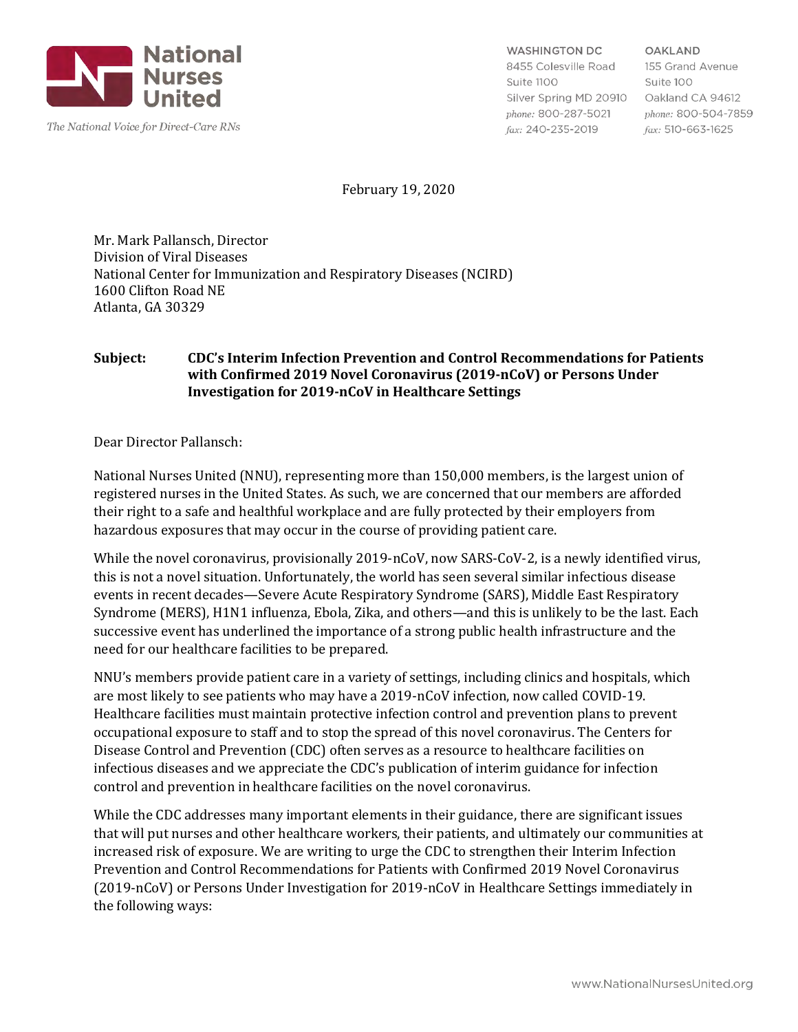National Nurses United

*The National Voice for Direct-Care RNs*

WASHINGTON DC
8455 Colesville Road
Suite 1100
Silver Spring MD 20910
*phone:* 800-287-5021
*fax:* 240-235-2019

OAKLAND
155 Grand Avenue
Suite 100
Oakland CA 94612
*phone:* 800-504-7859
*fax:* 510-663-1625

February 19, 2020

Mr. Mark Pallansch, Director
Division of Viral Diseases
National Center for Immunization and Respiratory Diseases (NCIRD)
1600 Clifton Road NE
Atlanta, GA 30329

**Subject: CDC's Interim Infection Prevention and Control Recommendations for Patients with Confirmed 2019 Novel Coronavirus (2019-nCoV) or Persons Under Investigation for 2019-nCoV in Healthcare Settings**

Dear Director Pallansch:

National Nurses United (NNU), representing more than 150,000 members, is the largest union of registered nurses in the United States. As such, we are concerned that our members are afforded their right to a safe and healthful workplace and are fully protected by their employers from hazardous exposures that may occur in the course of providing patient care.

While the novel coronavirus, provisionally 2019-nCoV, now SARS-CoV-2, is a newly identified virus, this is not a novel situation. Unfortunately, the world has seen several similar infectious disease events in recent decades—Severe Acute Respiratory Syndrome (SARS), Middle East Respiratory Syndrome (MERS), H1N1 influenza, Ebola, Zika, and others—and this is unlikely to be the last. Each successive event has underlined the importance of a strong public health infrastructure and the need for our healthcare facilities to be prepared.

NNU's members provide patient care in a variety of settings, including clinics and hospitals, which are most likely to see patients who may have a 2019-nCoV infection, now called COVID-19. Healthcare facilities must maintain protective infection control and prevention plans to prevent occupational exposure to staff and to stop the spread of this novel coronavirus. The Centers for Disease Control and Prevention (CDC) often serves as a resource to healthcare facilities on infectious diseases and we appreciate the CDC's publication of interim guidance for infection control and prevention in healthcare facilities on the novel coronavirus.

While the CDC addresses many important elements in their guidance, there are significant issues that will put nurses and other healthcare workers, their patients, and ultimately our communities at increased risk of exposure. We are writing to urge the CDC to strengthen their Interim Infection Prevention and Control Recommendations for Patients with Confirmed 2019 Novel Coronavirus (2019-nCoV) or Persons Under Investigation for 2019-nCoV in Healthcare Settings immediately in the following ways: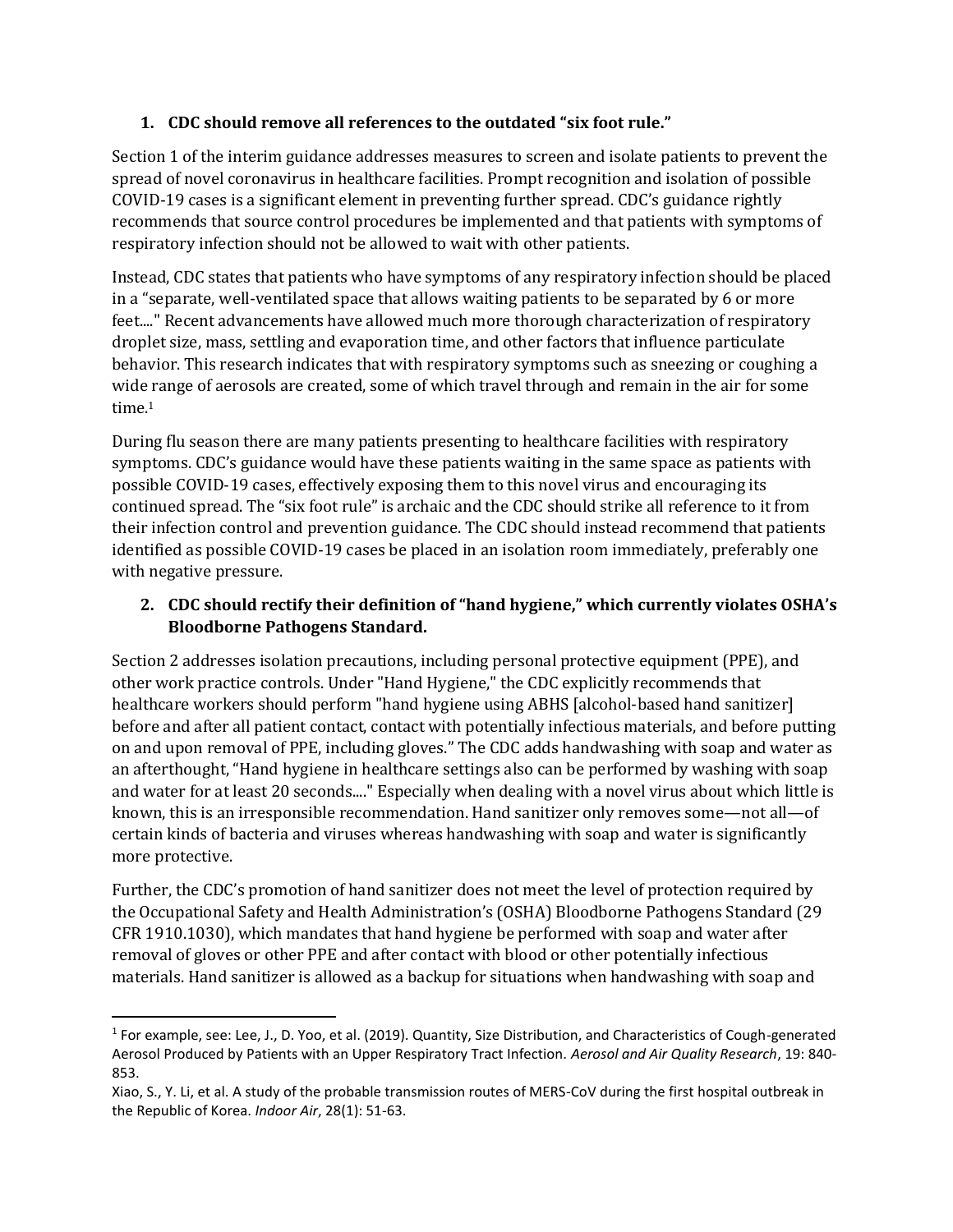1. **CDC should remove all references to the outdated "six foot rule."**

Section 1 of the interim guidance addresses measures to screen and isolate patients to prevent the spread of novel coronavirus in healthcare facilities. Prompt recognition and isolation of possible COVID-19 cases is a significant element in preventing further spread. CDC's guidance rightly recommends that source control procedures be implemented and that patients with symptoms of respiratory infection should not be allowed to wait with other patients.

Instead, CDC states that patients who have symptoms of any respiratory infection should be placed in a "separate, well-ventilated space that allows waiting patients to be separated by 6 or more feet...." Recent advancements have allowed much more thorough characterization of respiratory droplet size, mass, settling and evaporation time, and other factors that influence particulate behavior. This research indicates that with respiratory symptoms such as sneezing or coughing a wide range of aerosols are created, some of which travel through and remain in the air for some time.[1]

During flu season there are many patients presenting to healthcare facilities with respiratory symptoms. CDC's guidance would have these patients waiting in the same space as patients with possible COVID-19 cases, effectively exposing them to this novel virus and encouraging its continued spread. The "six foot rule" is archaic and the CDC should strike all reference to it from their infection control and prevention guidance. The CDC should instead recommend that patients identified as possible COVID-19 cases be placed in an isolation room immediately, preferably one with negative pressure.

2. **CDC should rectify their definition of "hand hygiene," which currently violates OSHA's Bloodborne Pathogens Standard.**

Section 2 addresses isolation precautions, including personal protective equipment (PPE), and other work practice controls. Under "Hand Hygiene," the CDC explicitly recommends that healthcare workers should perform "hand hygiene using ABHS [alcohol-based hand sanitizer] before and after all patient contact, contact with potentially infectious materials, and before putting on and upon removal of PPE, including gloves." The CDC adds handwashing with soap and water as an afterthought, "Hand hygiene in healthcare settings also can be performed by washing with soap and water for at least 20 seconds...." Especially when dealing with a novel virus about which little is known, this is an irresponsible recommendation. Hand sanitizer only removes some—not all—of certain kinds of bacteria and viruses whereas handwashing with soap and water is significantly more protective.

Further, the CDC's promotion of hand sanitizer does not meet the level of protection required by the Occupational Safety and Health Administration's (OSHA) Bloodborne Pathogens Standard (29 CFR 1910.1030), which mandates that hand hygiene be performed with soap and water after removal of gloves or other PPE and after contact with blood or other potentially infectious materials. Hand sanitizer is allowed as a backup for situations when handwashing with soap and

---

[1] For example, see: Lee, J., D. Yoo, et al. (2019). Quantity, Size Distribution, and Characteristics of Cough-generated Aerosol Produced by Patients with an Upper Respiratory Tract Infection. *Aerosol and Air Quality Research*, 19: 840-853.

Xiao, S., Y. Li, et al. A study of the probable transmission routes of MERS-CoV during the first hospital outbreak in the Republic of Korea. *Indoor Air*, 28(1): 51-63.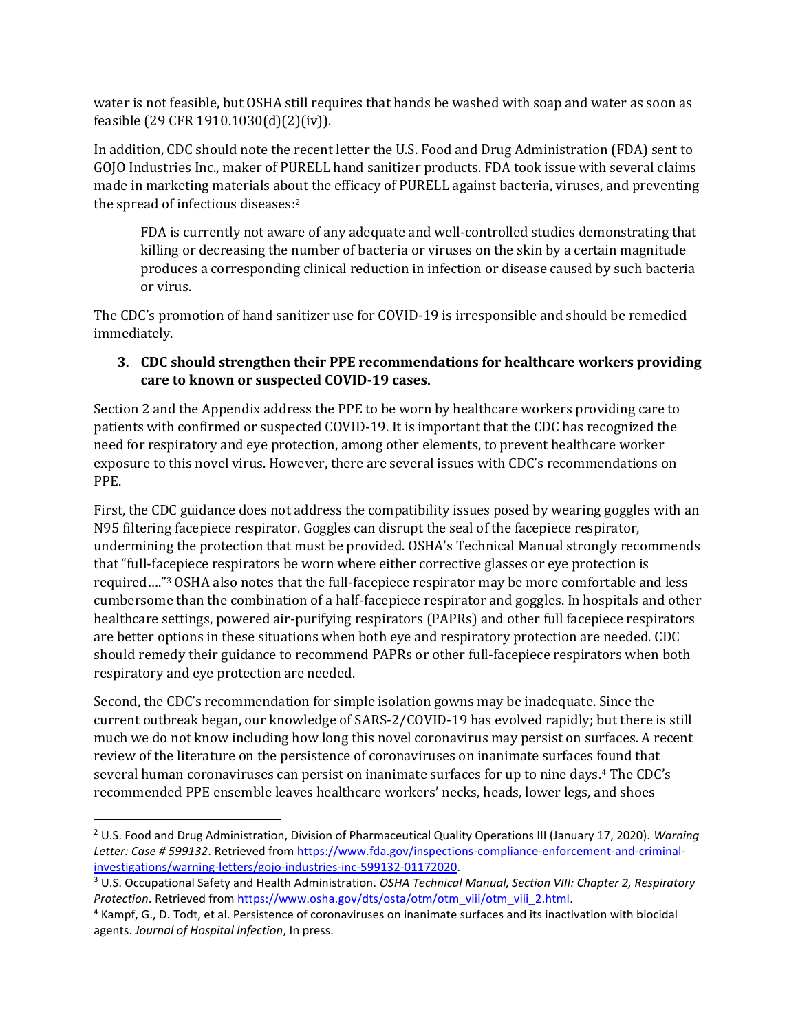water is not feasible, but OSHA still requires that hands be washed with soap and water as soon as feasible (29 CFR 1910.1030(d)(2)(iv)).

In addition, CDC should note the recent letter the U.S. Food and Drug Administration (FDA) sent to GOJO Industries Inc., maker of PURELL hand sanitizer products. FDA took issue with several claims made in marketing materials about the efficacy of PURELL against bacteria, viruses, and preventing the spread of infectious diseases:[2]

> FDA is currently not aware of any adequate and well-controlled studies demonstrating that killing or decreasing the number of bacteria or viruses on the skin by a certain magnitude produces a corresponding clinical reduction in infection or disease caused by such bacteria or virus.

The CDC's promotion of hand sanitizer use for COVID-19 is irresponsible and should be remedied immediately.

3. **CDC should strengthen their PPE recommendations for healthcare workers providing care to known or suspected COVID-19 cases.**

Section 2 and the Appendix address the PPE to be worn by healthcare workers providing care to patients with confirmed or suspected COVID-19. It is important that the CDC has recognized the need for respiratory and eye protection, among other elements, to prevent healthcare worker exposure to this novel virus. However, there are several issues with CDC's recommendations on PPE.

First, the CDC guidance does not address the compatibility issues posed by wearing goggles with an N95 filtering facepiece respirator. Goggles can disrupt the seal of the facepiece respirator, undermining the protection that must be provided. OSHA's Technical Manual strongly recommends that "full-facepiece respirators be worn where either corrective glasses or eye protection is required...."[3] OSHA also notes that the full-facepiece respirator may be more comfortable and less cumbersome than the combination of a half-facepiece respirator and goggles. In hospitals and other healthcare settings, powered air-purifying respirators (PAPRs) and other full facepiece respirators are better options in these situations when both eye and respiratory protection are needed. CDC should remedy their guidance to recommend PAPRs or other full-facepiece respirators when both respiratory and eye protection are needed.

Second, the CDC's recommendation for simple isolation gowns may be inadequate. Since the current outbreak began, our knowledge of SARS-2/COVID-19 has evolved rapidly; but there is still much we do not know including how long this novel coronavirus may persist on surfaces. A recent review of the literature on the persistence of coronaviruses on inanimate surfaces found that several human coronaviruses can persist on inanimate surfaces for up to nine days.[4] The CDC's recommended PPE ensemble leaves healthcare workers' necks, heads, lower legs, and shoes

---

[2] U.S. Food and Drug Administration, Division of Pharmaceutical Quality Operations III (January 17, 2020). *Warning Letter: Case # 599132*. Retrieved from https://www.fda.gov/inspections-compliance-enforcement-and-criminal-investigations/warning-letters/gojo-industries-inc-599132-01172020.

[3] U.S. Occupational Safety and Health Administration. *OSHA Technical Manual, Section VIII: Chapter 2, Respiratory Protection*. Retrieved from https://www.osha.gov/dts/osta/otm/otm_viii/otm_viii_2.html.

[4] Kampf, G., D. Todt, et al. Persistence of coronaviruses on inanimate surfaces and its inactivation with biocidal agents. *Journal of Hospital Infection*, In press.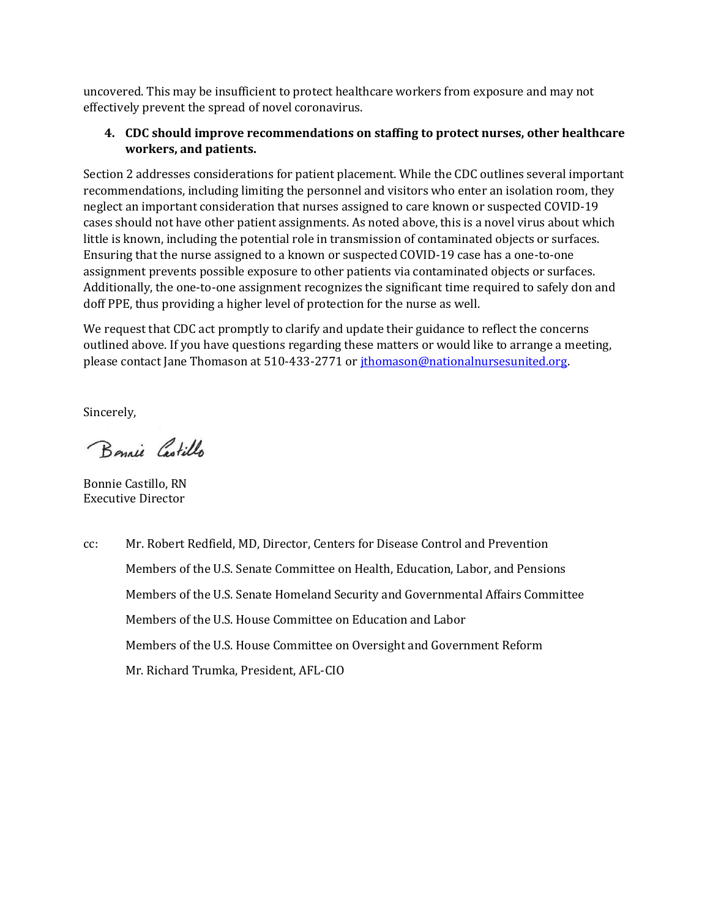uncovered. This may be insufficient to protect healthcare workers from exposure and may not effectively prevent the spread of novel coronavirus.

4. **CDC should improve recommendations on staffing to protect nurses, other healthcare workers, and patients.**

Section 2 addresses considerations for patient placement. While the CDC outlines several important recommendations, including limiting the personnel and visitors who enter an isolation room, they neglect an important consideration that nurses assigned to care known or suspected COVID-19 cases should not have other patient assignments. As noted above, this is a novel virus about which little is known, including the potential role in transmission of contaminated objects or surfaces. Ensuring that the nurse assigned to a known or suspected COVID-19 case has a one-to-one assignment prevents possible exposure to other patients via contaminated objects or surfaces. Additionally, the one-to-one assignment recognizes the significant time required to safely don and doff PPE, thus providing a higher level of protection for the nurse as well.

We request that CDC act promptly to clarify and update their guidance to reflect the concerns outlined above. If you have questions regarding these matters or would like to arrange a meeting, please contact Jane Thomason at 510-433-2771 or jthomason@nationalnursesunited.org.

Sincerely,

Bonnie Castillo

Bonnie Castillo, RN
Executive Director

cc: Mr. Robert Redfield, MD, Director, Centers for Disease Control and Prevention

Members of the U.S. Senate Committee on Health, Education, Labor, and Pensions

Members of the U.S. Senate Homeland Security and Governmental Affairs Committee

Members of the U.S. House Committee on Education and Labor

Members of the U.S. House Committee on Oversight and Government Reform

Mr. Richard Trumka, President, AFL-CIO